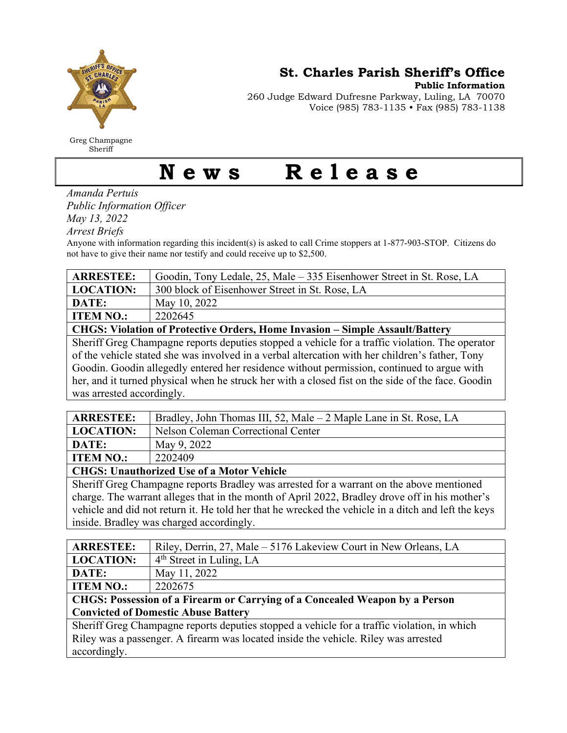# St. Charles Parish Sheriff's Office

**Public Information**
260 Judge Edward Dufresne Parkway, Luling, LA 70070
Voice (985) 783-1135 • Fax (985) 783-1138

Greg Champagne
Sheriff

# News Release

*Amanda Pertuis*
*Public Information Officer*
*May 13, 2022*
*Arrest Briefs*

Anyone with information regarding this incident(s) is asked to call Crime stoppers at 1-877-903-STOP. Citizens do not have to give their name nor testify and could receive up to $2,500.

| **ARRESTEE:** | Goodin, Tony Ledale, 25, Male – 335 Eisenhower Street in St. Rose, LA |
|---|---|
| **LOCATION:** | 300 block of Eisenhower Street in St. Rose, LA |
| **DATE:** | May 10, 2022 |
| **ITEM NO.:** | 2202645 |
| **CHGS: Violation of Protective Orders, Home Invasion – Simple Assault/Battery** | |
| Sheriff Greg Champagne reports deputies stopped a vehicle for a traffic violation. The operator of the vehicle stated she was involved in a verbal altercation with her children's father, Tony Goodin. Goodin allegedly entered her residence without permission, continued to argue with her, and it turned physical when he struck her with a closed fist on the side of the face. Goodin was arrested accordingly. | |

| **ARRESTEE:** | Bradley, John Thomas III, 52, Male – 2 Maple Lane in St. Rose, LA |
|---|---|
| **LOCATION:** | Nelson Coleman Correctional Center |
| **DATE:** | May 9, 2022 |
| **ITEM NO.:** | 2202409 |
| **CHGS: Unauthorized Use of a Motor Vehicle** | |
| Sheriff Greg Champagne reports Bradley was arrested for a warrant on the above mentioned charge. The warrant alleges that in the month of April 2022, Bradley drove off in his mother's vehicle and did not return it. He told her that he wrecked the vehicle in a ditch and left the keys inside. Bradley was charged accordingly. | |

| **ARRESTEE:** | Riley, Derrin, 27, Male – 5176 Lakeview Court in New Orleans, LA |
|---|---|
| **LOCATION:** | 4th Street in Luling, LA |
| **DATE:** | May 11, 2022 |
| **ITEM NO.:** | 2202675 |
| **CHGS: Possession of a Firearm or Carrying of a Concealed Weapon by a Person Convicted of Domestic Abuse Battery** | |
| Sheriff Greg Champagne reports deputies stopped a vehicle for a traffic violation, in which Riley was a passenger. A firearm was located inside the vehicle. Riley was arrested accordingly. | |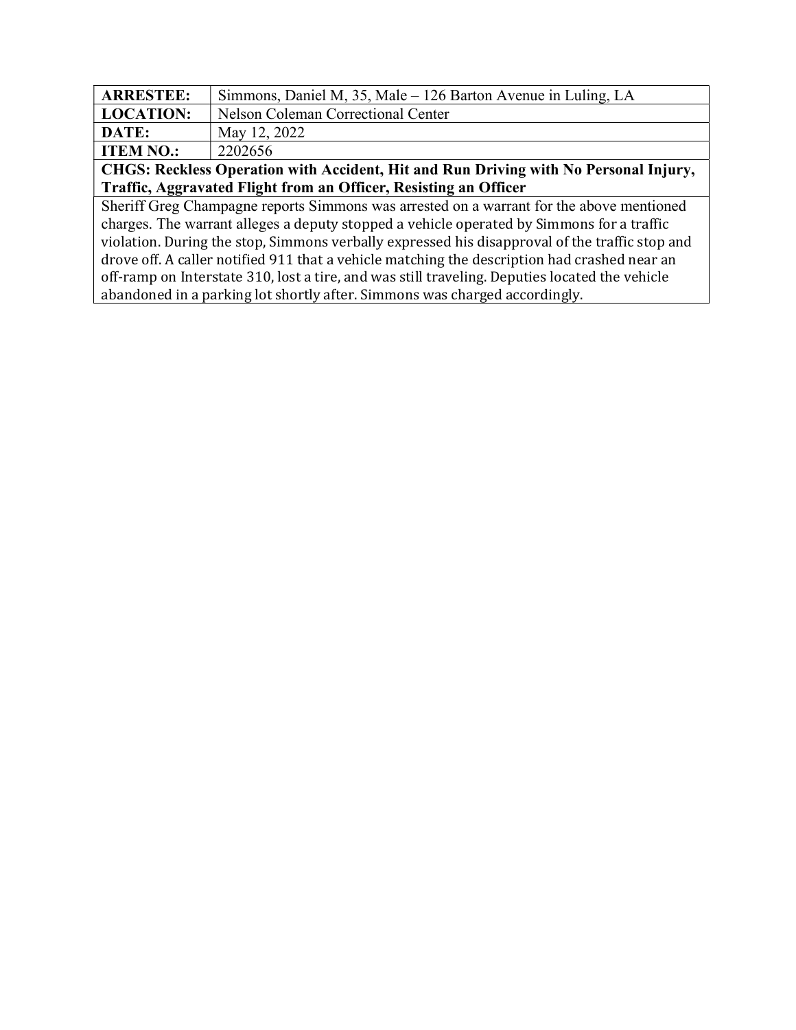| | |
|---|---|
| **ARRESTEE:** | Simmons, Daniel M, 35, Male – 126 Barton Avenue in Luling, LA |
| **LOCATION:** | Nelson Coleman Correctional Center |
| **DATE:** | May 12, 2022 |
| **ITEM NO.:** | 2202656 |

**CHGS: Reckless Operation with Accident, Hit and Run Driving with No Personal Injury, Traffic, Aggravated Flight from an Officer, Resisting an Officer**

Sheriff Greg Champagne reports Simmons was arrested on a warrant for the above mentioned charges. The warrant alleges a deputy stopped a vehicle operated by Simmons for a traffic violation. During the stop, Simmons verbally expressed his disapproval of the traffic stop and drove off. A caller notified 911 that a vehicle matching the description had crashed near an off-ramp on Interstate 310, lost a tire, and was still traveling. Deputies located the vehicle abandoned in a parking lot shortly after. Simmons was charged accordingly.